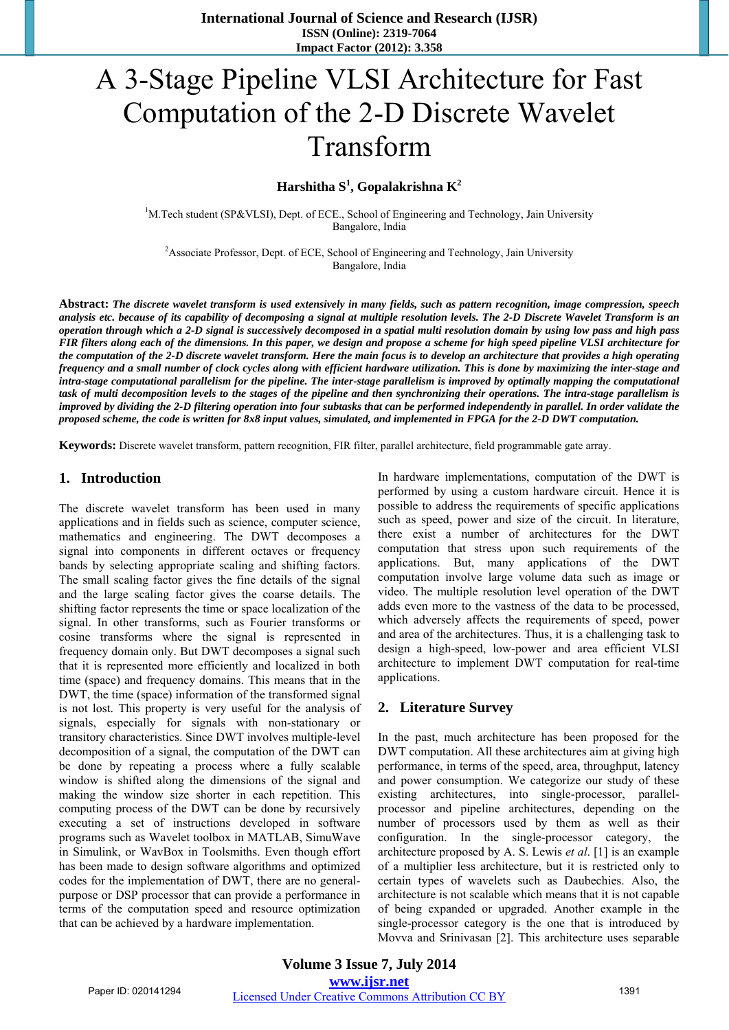# A 3-Stage Pipeline VLSI Architecture for Fast Computation of the 2-D Discrete Wavelet Transform

**Harshitha S[1], Gopalakrishna K[2]**

[1]M.Tech student (SP&VLSI), Dept. of ECE., School of Engineering and Technology, Jain University
Bangalore, India

[2]Associate Professor, Dept. of ECE, School of Engineering and Technology, Jain University
Bangalore, India

**Abstract:** ***The discrete wavelet transform is used extensively in many fields, such as pattern recognition, image compression, speech analysis etc. because of its capability of decomposing a signal at multiple resolution levels. The 2-D Discrete Wavelet Transform is an operation through which a 2-D signal is successively decomposed in a spatial multi resolution domain by using low pass and high pass FIR filters along each of the dimensions. In this paper, we design and propose a scheme for high speed pipeline VLSI architecture for the computation of the 2-D discrete wavelet transform. Here the main focus is to develop an architecture that provides a high operating frequency and a small number of clock cycles along with efficient hardware utilization. This is done by maximizing the inter-stage and intra-stage computational parallelism for the pipeline. The inter-stage parallelism is improved by optimally mapping the computational task of multi decomposition levels to the stages of the pipeline and then synchronizing their operations. The intra-stage parallelism is improved by dividing the 2-D filtering operation into four subtasks that can be performed independently in parallel. In order validate the proposed scheme, the code is written for 8x8 input values, simulated, and implemented in FPGA for the 2-D DWT computation.***

**Keywords:** Discrete wavelet transform, pattern recognition, FIR filter, parallel architecture, field programmable gate array.

## 1. Introduction

The discrete wavelet transform has been used in many applications and in fields such as science, computer science, mathematics and engineering. The DWT decomposes a signal into components in different octaves or frequency bands by selecting appropriate scaling and shifting factors. The small scaling factor gives the fine details of the signal and the large scaling factor gives the coarse details. The shifting factor represents the time or space localization of the signal. In other transforms, such as Fourier transforms or cosine transforms where the signal is represented in frequency domain only. But DWT decomposes a signal such that it is represented more efficiently and localized in both time (space) and frequency domains. This means that in the DWT, the time (space) information of the transformed signal is not lost. This property is very useful for the analysis of signals, especially for signals with non-stationary or transitory characteristics. Since DWT involves multiple-level decomposition of a signal, the computation of the DWT can be done by repeating a process where a fully scalable window is shifted along the dimensions of the signal and making the window size shorter in each repetition. This computing process of the DWT can be done by recursively executing a set of instructions developed in software programs such as Wavelet toolbox in MATLAB, SimuWave in Simulink, or WavBox in Toolsmiths. Even though effort has been made to design software algorithms and optimized codes for the implementation of DWT, there are no general-purpose or DSP processor that can provide a performance in terms of the computation speed and resource optimization that can be achieved by a hardware implementation.

In hardware implementations, computation of the DWT is performed by using a custom hardware circuit. Hence it is possible to address the requirements of specific applications such as speed, power and size of the circuit. In literature, there exist a number of architectures for the DWT computation that stress upon such requirements of the applications. But, many applications of the DWT computation involve large volume data such as image or video. The multiple resolution level operation of the DWT adds even more to the vastness of the data to be processed, which adversely affects the requirements of speed, power and area of the architectures. Thus, it is a challenging task to design a high-speed, low-power and area efficient VLSI architecture to implement DWT computation for real-time applications.

## 2. Literature Survey

In the past, much architecture has been proposed for the DWT computation. All these architectures aim at giving high performance, in terms of the speed, area, throughput, latency and power consumption. We categorize our study of these existing architectures, into single-processor, parallel-processor and pipeline architectures, depending on the number of processors used by them as well as their configuration. In the single-processor category, the architecture proposed by A. S. Lewis *et al*. [1] is an example of a multiplier less architecture, but it is restricted only to certain types of wavelets such as Daubechies. Also, the architecture is not scalable which means that it is not capable of being expanded or upgraded. Another example in the single-processor category is the one that is introduced by Movva and Srinivasan [2]. This architecture uses separable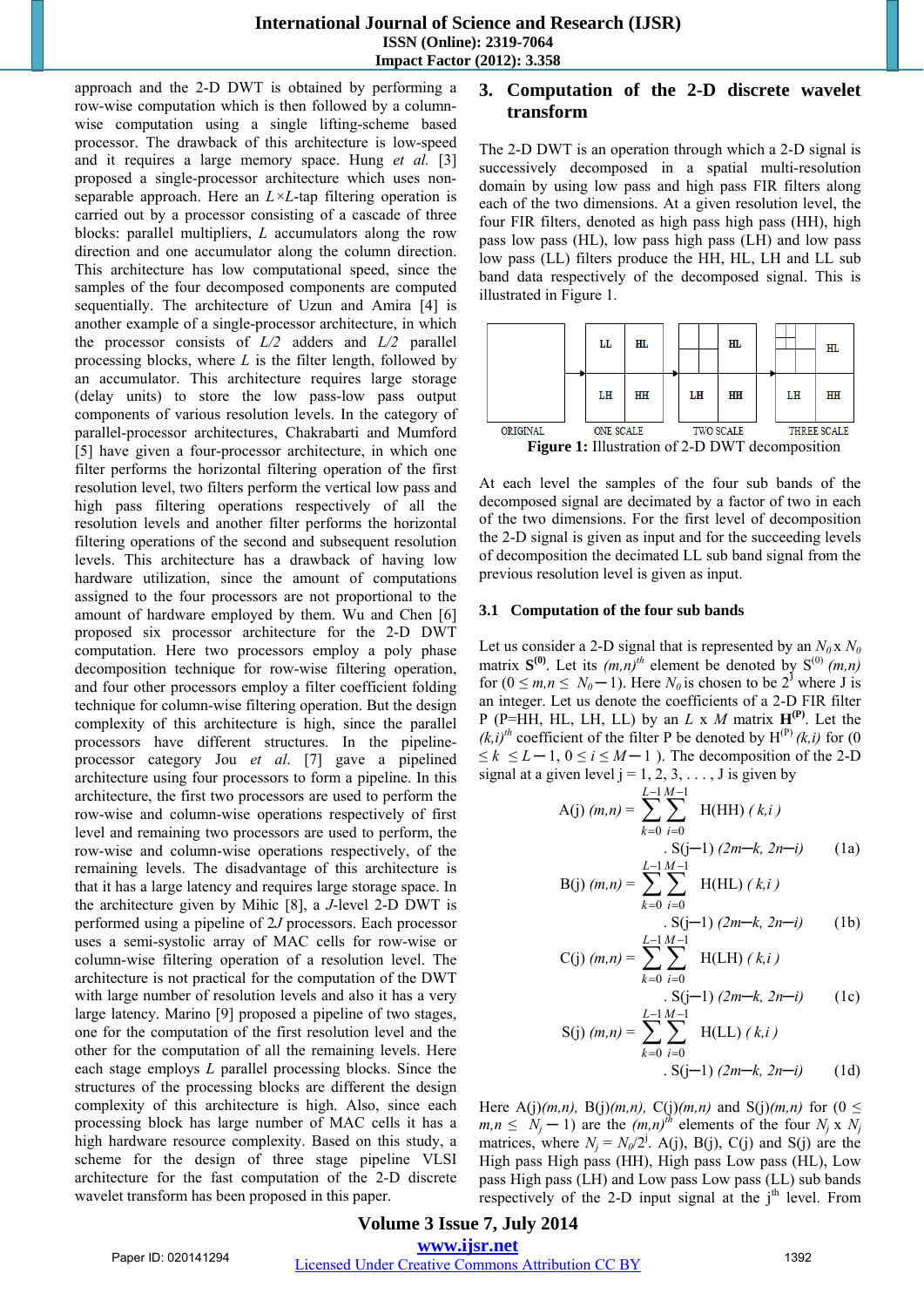approach and the 2-D DWT is obtained by performing a row-wise computation which is then followed by a column-wise computation using a single lifting-scheme based processor. The drawback of this architecture is low-speed and it requires a large memory space. Hung *et al.* [3] proposed a single-processor architecture which uses non-separable approach. Here an $L \times L$-tap filtering operation is carried out by a processor consisting of a cascade of three blocks: parallel multipliers, $L$ accumulators along the row direction and one accumulator along the column direction. This architecture has low computational speed, since the samples of the four decomposed components are computed sequentially. The architecture of Uzun and Amira [4] is another example of a single-processor architecture, in which the processor consists of $L/2$ adders and $L/2$ parallel processing blocks, where $L$ is the filter length, followed by an accumulator. This architecture requires large storage (delay units) to store the low pass-low pass output components of various resolution levels. In the category of parallel-processor architectures, Chakrabarti and Mumford [5] have given a four-processor architecture, in which one filter performs the horizontal filtering operation of the first resolution level, two filters perform the vertical low pass and high pass filtering operations respectively of all the resolution levels and another filter performs the horizontal filtering operations of the second and subsequent resolution levels. This architecture has a drawback of having low hardware utilization, since the amount of computations assigned to the four processors are not proportional to the amount of hardware employed by them. Wu and Chen [6] proposed six processor architecture for the 2-D DWT computation. Here two processors employ a poly phase decomposition technique for row-wise filtering operation, and four other processors employ a filter coefficient folding technique for column-wise filtering operation. But the design complexity of this architecture is high, since the parallel processors have different structures. In the pipeline-processor category Jou *et al.* [7] gave a pipelined architecture using four processors to form a pipeline. In this architecture, the first two processors are used to perform the row-wise and column-wise operations respectively of first level and remaining two processors are used to perform, the row-wise and column-wise operations respectively, of the remaining levels. The disadvantage of this architecture is that it has a large latency and requires large storage space. In the architecture given by Mihic [8], a $J$-level 2-D DWT is performed using a pipeline of $2J$ processors. Each processor uses a semi-systolic array of MAC cells for row-wise or column-wise filtering operation of a resolution level. The architecture is not practical for the computation of the DWT with large number of resolution levels and also it has a very large latency. Marino [9] proposed a pipeline of two stages, one for the computation of the first resolution level and the other for the computation of all the remaining levels. Here each stage employs $L$ parallel processing blocks. Since the structures of the processing blocks are different the design complexity of this architecture is high. Also, since each processing block has large number of MAC cells it has a high hardware resource complexity. Based on this study, a scheme for the design of three stage pipeline VLSI architecture for the fast computation of the 2-D discrete wavelet transform has been proposed in this paper.

## 3. Computation of the 2-D discrete wavelet transform

The 2-D DWT is an operation through which a 2-D signal is successively decomposed in a spatial multi-resolution domain by using low pass and high pass FIR filters along each of the two dimensions. At a given resolution level, the four FIR filters, denoted as high pass high pass (HH), high pass low pass (HL), low pass high pass (LH) and low pass low pass (LL) filters produce the HH, HL, LH and LL sub band data respectively of the decomposed signal. This is illustrated in Figure 1.

| ORIGINAL | ONE SCALE | TWO SCALE | THREE SCALE |
|---|---|---|---|
| | LL, HL, LH, HH | HL, LH, HH | HL, LH, HH |

**Figure 1:** Illustration of 2-D DWT decomposition

At each level the samples of the four sub bands of the decomposed signal are decimated by a factor of two in each of the two dimensions. For the first level of decomposition the 2-D signal is given as input and for the succeeding levels of decomposition the decimated LL sub band signal from the previous resolution level is given as input.

### 3.1 Computation of the four sub bands

Let us consider a 2-D signal that is represented by an $N_0 \times N_0$ matrix $\mathbf{S^{(0)}}$. Let its $(m,n)^{th}$ element be denoted by $S^{(0)}(m,n)$ for $(0 \leq m,n \leq N_0 - 1)$. Here $N_0$ is chosen to be $2^J$ where J is an integer. Let us denote the coefficients of a 2-D FIR filter P (P=HH, HL, LH, LL) by an $L$ x $M$ matrix $\mathbf{H^{(P)}}$. Let the $(k,i)^{th}$ coefficient of the filter P be denoted by $H^{(P)}(k,i)$ for $(0 \leq k \leq L-1, 0 \leq i \leq M-1)$. The decomposition of the 2-D signal at a given level j = 1, 2, 3, . . . , J is given by

$$A(j)\,(m,n) = \sum_{k=0}^{L-1}\sum_{i=0}^{M-1} H(HH)\,(k,i) \,.\, S(j-1)\,(2m-k,\, 2n-i) \quad (1a)$$

$$B(j)\,(m,n) = \sum_{k=0}^{L-1}\sum_{i=0}^{M-1} H(HL)\,(k,i) \,.\, S(j-1)\,(2m-k,\, 2n-i) \quad (1b)$$

$$C(j)\,(m,n) = \sum_{k=0}^{L-1}\sum_{i=0}^{M-1} H(LH)\,(k,i) \,.\, S(j-1)\,(2m-k,\, 2n-i) \quad (1c)$$

$$S(j)\,(m,n) = \sum_{k=0}^{L-1}\sum_{i=0}^{M-1} H(LL)\,(k,i) \,.\, S(j-1)\,(2m-k,\, 2n-i) \quad (1d)$$

Here A(j)$(m,n)$, B(j)$(m,n)$, C(j)$(m,n)$ and S(j)$(m,n)$ for $(0 \leq m,n \leq N_j - 1)$ are the $(m,n)^{th}$ elements of the four $N_j$ x $N_j$ matrices, where $N_j = N_0/2^j$. A(j), B(j), C(j) and S(j) are the High pass High pass (HH), High pass Low pass (HL), Low pass High pass (LH) and Low pass Low pass (LL) sub bands respectively of the 2-D input signal at the $j^{th}$ level. From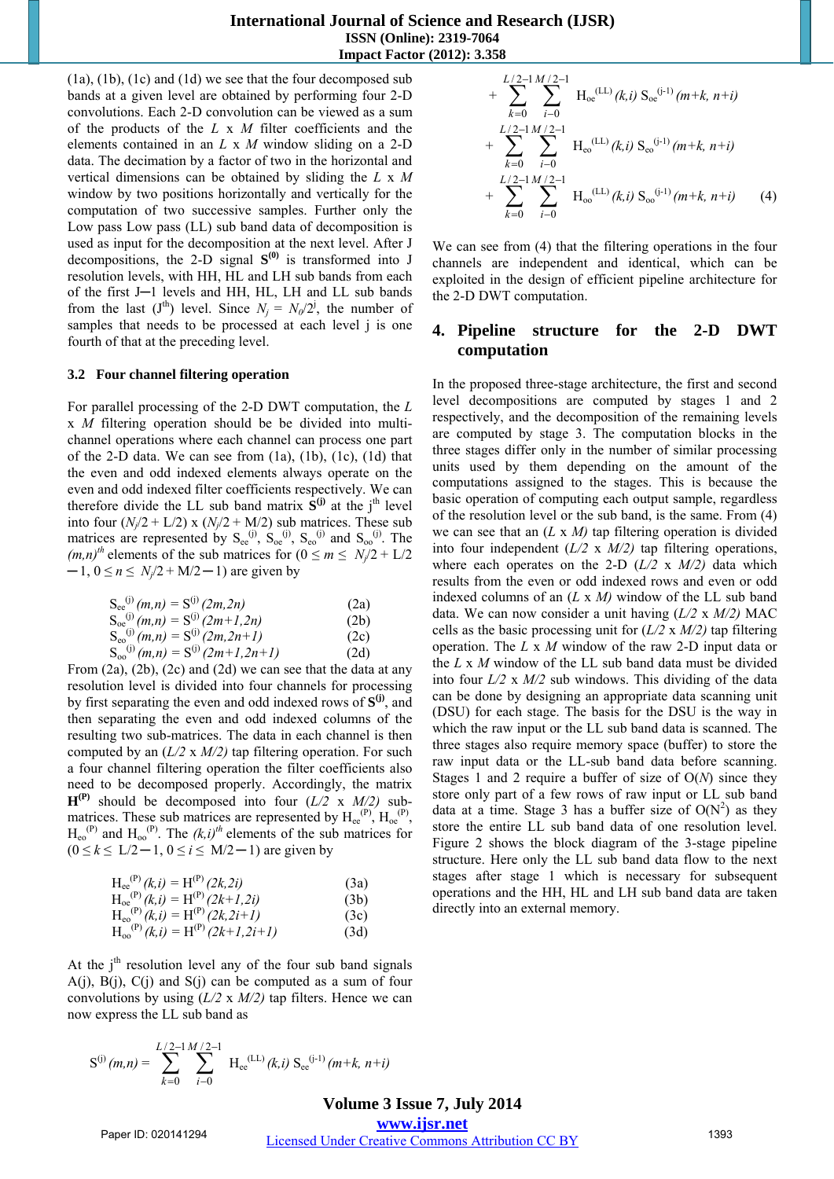(1a), (1b), (1c) and (1d) we see that the four decomposed sub bands at a given level are obtained by performing four 2-D convolutions. Each 2-D convolution can be viewed as a sum of the products of the $L$ x $M$ filter coefficients and the elements contained in an $L$ x $M$ window sliding on a 2-D data. The decimation by a factor of two in the horizontal and vertical dimensions can be obtained by sliding the $L$ x $M$ window by two positions horizontally and vertically for the computation of two successive samples. Further only the Low pass (LL) sub band data of decomposition is used as input for the decomposition at the next level. After J decompositions, the 2-D signal $\mathbf{S}^{(0)}$ is transformed into J resolution levels, with HH, HL and LH sub bands from each of the first J−1 levels and HH, HL, LH and LL sub bands from the last (J$^{th}$) level. Since $N_j = N_0/2^j$, the number of samples that needs to be processed at each level j is one fourth of that at the preceding level.

### 3.2 Four channel filtering operation

For parallel processing of the 2-D DWT computation, the $L$ x $M$ filtering operation should be divided into multi-channel operations where each channel can process one part of the 2-D data. We can see from (1a), (1b), (1c), (1d) that the even and odd indexed elements always operate on the even and odd indexed filter coefficients respectively. We can therefore divide the LL sub band matrix $\mathbf{S}^{(j)}$ at the j$^{th}$ level into four $(N_j/2 + L/2)$ x $(N_j/2 + M/2)$ sub matrices. These sub matrices are represented by $S_{ee}^{(j)}$, $S_{oe}^{(j)}$, $S_{eo}^{(j)}$ and $S_{oo}^{(j)}$. The $(m,n)^{th}$ elements of the sub matrices for $(0 \le m \le N_j/2 + L/2 - 1,\ 0 \le n \le N_j/2 + M/2 - 1)$ are given by

$$S_{ee}^{(j)}(m,n) = S^{(j)}(2m,2n) \qquad (2a)$$
$$S_{oe}^{(j)}(m,n) = S^{(j)}(2m+1,2n) \qquad (2b)$$
$$S_{eo}^{(j)}(m,n) = S^{(j)}(2m,2n+1) \qquad (2c)$$
$$S_{oo}^{(j)}(m,n) = S^{(j)}(2m+1,2n+1) \qquad (2d)$$

From (2a), (2b), (2c) and (2d) we can see that the data at any resolution level is divided into four channels for processing by first separating the even and odd indexed rows of $\mathbf{S}^{(j)}$, and then separating the even and odd indexed columns of the resulting two sub-matrices. The data in each channel is then computed by an $(L/2$ x $M/2)$ tap filtering operation. For such a four channel filtering operation the filter coefficients also need to be decomposed properly. Accordingly, the matrix $\mathbf{H}^{(P)}$ should be decomposed into four $(L/2$ x $M/2)$ sub-matrices. These sub matrices are represented by $H_{ee}^{(P)}$, $H_{oe}^{(P)}$, $H_{eo}^{(P)}$ and $H_{oo}^{(P)}$. The $(k,i)^{th}$ elements of the sub matrices for $(0 \le k \le L/2 - 1,\ 0 \le i \le M/2 - 1)$ are given by

$$H_{ee}^{(P)}(k,i) = H^{(P)}(2k,2i) \qquad (3a)$$
$$H_{oe}^{(P)}(k,i) = H^{(P)}(2k+1,2i) \qquad (3b)$$
$$H_{eo}^{(P)}(k,i) = H^{(P)}(2k,2i+1) \qquad (3c)$$
$$H_{oo}^{(P)}(k,i) = H^{(P)}(2k+1,2i+1) \qquad (3d)$$

At the j$^{th}$ resolution level any of the four sub band signals A(j), B(j), C(j) and S(j) can be computed as a sum of four convolutions by using $(L/2$ x $M/2)$ tap filters. Hence we can now express the LL sub band as

$$S^{(j)}(m,n) = \sum_{k=0}^{L/2-1}\sum_{i=0}^{M/2-1} H_{ee}^{(LL)}(k,i)\, S_{ee}^{(j-1)}(m+k,\, n+i)$$
$$+ \sum_{k=0}^{L/2-1}\sum_{i=0}^{M/2-1} H_{oe}^{(LL)}(k,i)\, S_{oe}^{(j-1)}(m+k,\, n+i)$$
$$+ \sum_{k=0}^{L/2-1}\sum_{i=0}^{M/2-1} H_{eo}^{(LL)}(k,i)\, S_{eo}^{(j-1)}(m+k,\, n+i)$$
$$+ \sum_{k=0}^{L/2-1}\sum_{i=0}^{M/2-1} H_{oo}^{(LL)}(k,i)\, S_{oo}^{(j-1)}(m+k,\, n+i) \qquad (4)$$

We can see from (4) that the filtering operations in the four channels are independent and identical, which can be exploited in the design of efficient pipeline architecture for the 2-D DWT computation.

## 4. Pipeline structure for the 2-D DWT computation

In the proposed three-stage architecture, the first and second level decompositions are computed by stages 1 and 2 respectively, and the decomposition of the remaining levels are computed by stage 3. The computation blocks in the three stages differ only in the number of similar processing units used by them depending on the amount of the computations assigned to the stages. This is because the basic operation of computing each output sample, regardless of the resolution level or the sub band, is the same. From (4) we can see that an $(L$ x $M)$ tap filtering operation is divided into four independent $(L/2$ x $M/2)$ tap filtering operations, where each operates on the 2-D $(L/2$ x $M/2)$ data which results from the even or odd indexed rows and even or odd indexed columns of an $(L$ x $M)$ window of the LL sub band data. We can now consider a unit having $(L/2$ x $M/2)$ MAC cells as the basic processing unit for $(L/2$ x $M/2)$ tap filtering operation. The $L$ x $M$ window of the raw 2-D input data or the $L$ x $M$ window of the LL sub band data must be divided into four $L/2$ x $M/2$ sub windows. This dividing of the data can be done by designing an appropriate data scanning unit (DSU) for each stage. The basis for the DSU is the way in which the raw input or the LL sub band data is scanned. The three stages also require memory space (buffer) to store the raw input data or the LL-sub band data before scanning. Stages 1 and 2 require a buffer of size of O($N$) since they store only part of a few rows of raw input or LL sub band data at a time. Stage 3 has a buffer size of O($N^2$) as they store the entire LL sub band data of one resolution level. Figure 2 shows the block diagram of the 3-stage pipeline structure. Here only the LL sub band data flow to the next stages after stage 1 which is necessary for subsequent operations and the HH, HL and LH sub band data are taken directly into an external memory.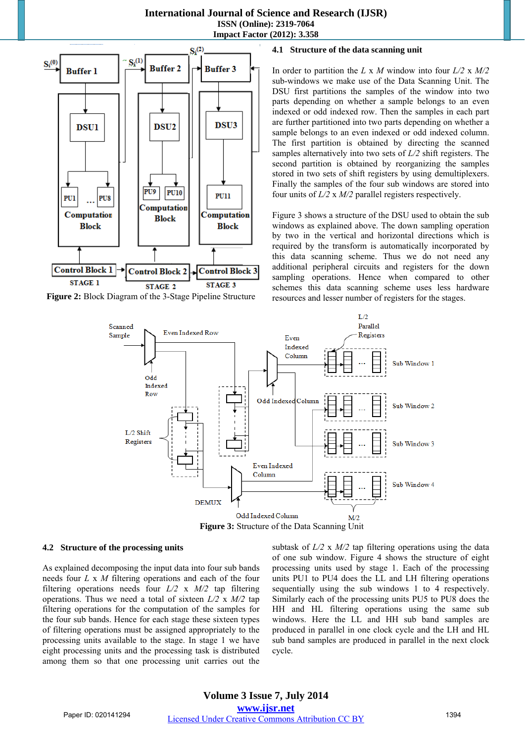**Figure 2:** Block Diagram of the 3-Stage Pipeline Structure

### 4.1 Structure of the data scanning unit

In order to partition the $L$ x $M$ window into four $L/2$ x $M/2$ sub-windows we make use of the Data Scanning Unit. The DSU first partitions the samples of the window into two parts depending on whether a sample belongs to an even indexed or odd indexed row. Then the samples in each part are further partitioned into two parts depending on whether a sample belongs to an even indexed or odd indexed column. The first partition is obtained by directing the scanned samples alternatively into two sets of $L/2$ shift registers. The second partition is obtained by reorganizing the samples stored in two sets of shift registers by using demultiplexers. Finally the samples of the four sub windows are stored into four units of $L/2$ x $M/2$ parallel registers respectively.

Figure 3 shows a structure of the DSU used to obtain the sub windows as explained above. The down sampling operation by two in the vertical and horizontal directions which is required by the transform is automatically incorporated by this data scanning scheme. Thus we do not need any additional peripheral circuits and registers for the down sampling operations. Hence when compared to other schemes this data scanning scheme uses less hardware resources and lesser number of registers for the stages.

**Figure 3:** Structure of the Data Scanning Unit

### 4.2 Structure of the processing units

As explained decomposing the input data into four sub bands needs four $L$ x $M$ filtering operations and each of the four filtering operations needs four $L/2$ x $M/2$ tap filtering operations. Thus we need a total of sixteen $L/2$ x $M/2$ tap filtering operations for the computation of the samples for the four sub bands. Hence for each stage these sixteen types of filtering operations must be assigned appropriately to the processing units available to the stage. In stage 1 we have eight processing units and the processing task is distributed among them so that one processing unit carries out the subtask of $L/2$ x $M/2$ tap filtering operations using the data of one sub window. Figure 4 shows the structure of eight processing units used by stage 1. Each of the processing units PU1 to PU4 does the LL and LH filtering operations sequentially using the sub windows 1 to 4 respectively. Similarly each of the processing units PU5 to PU8 does the HH and HL filtering operations using the same sub windows. Here the LL and HH sub band samples are produced in parallel in one clock cycle and the LH and HL sub band samples are produced in parallel in the next clock cycle.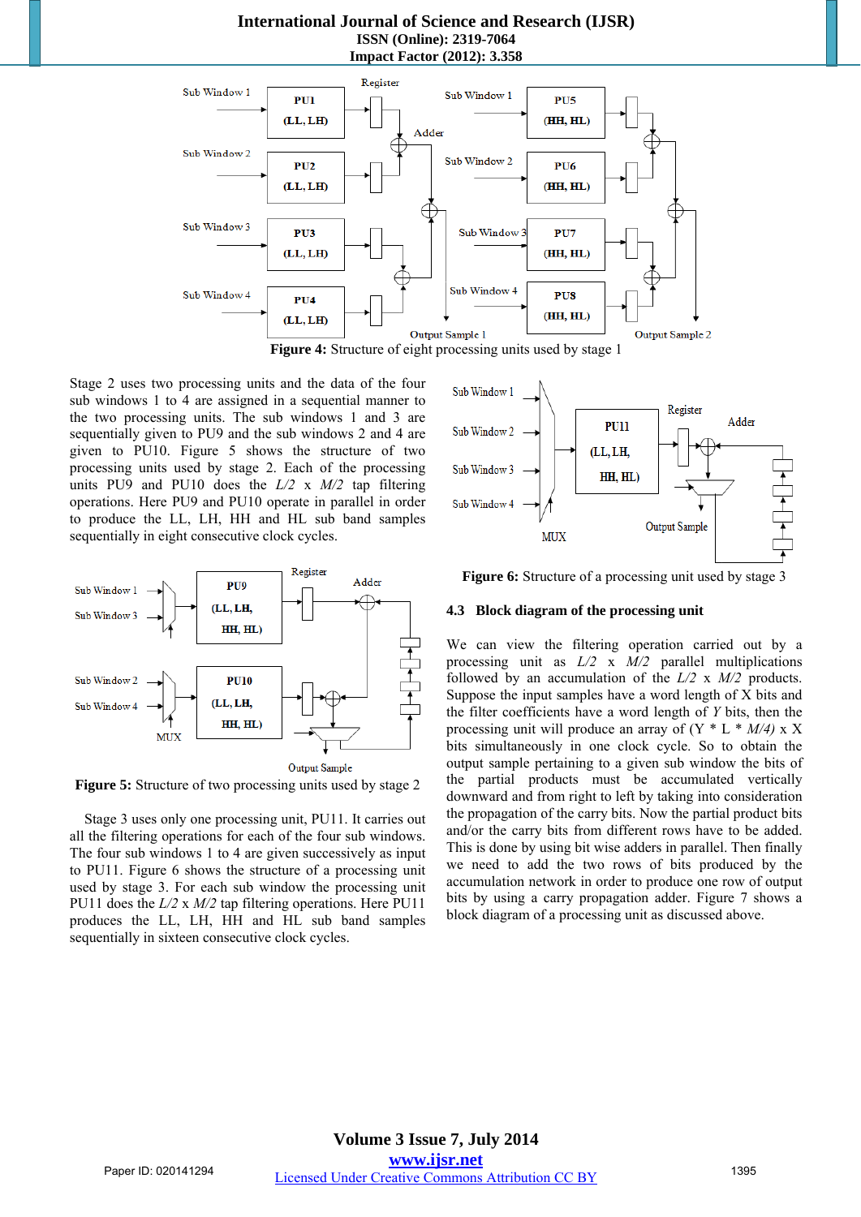**Figure 4:** Structure of eight processing units used by stage 1

Stage 2 uses two processing units and the data of the four sub windows 1 to 4 are assigned in a sequential manner to the two processing units. The sub windows 1 and 3 are sequentially given to PU9 and the sub windows 2 and 4 are given to PU10. Figure 5 shows the structure of two processing units used by stage 2. Each of the processing units PU9 and PU10 does the *L/2* x *M/2* tap filtering operations. Here PU9 and PU10 operate in parallel in order to produce the LL, LH, HH and HL sub band samples sequentially in eight consecutive clock cycles.

**Figure 5:** Structure of two processing units used by stage 2

Stage 3 uses only one processing unit, PU11. It carries out all the filtering operations for each of the four sub windows. The four sub windows 1 to 4 are given successively as input to PU11. Figure 6 shows the structure of a processing unit used by stage 3. For each sub window the processing unit PU11 does the *L/2* x *M/2* tap filtering operations. Here PU11 produces the LL, LH, HH and HL sub band samples sequentially in sixteen consecutive clock cycles.

**Figure 6:** Structure of a processing unit used by stage 3

### 4.3 Block diagram of the processing unit

We can view the filtering operation carried out by a processing unit as *L/2* x *M/2* parallel multiplications followed by an accumulation of the *L/2* x *M/2* products. Suppose the input samples have a word length of X bits and the filter coefficients have a word length of *Y* bits, then the processing unit will produce an array of (Y * L * *M/4)* x X bits simultaneously in one clock cycle. So to obtain the output sample pertaining to a given sub window the bits of the partial products must be accumulated vertically downward and from right to left by taking into consideration the propagation of the carry bits. Now the partial product bits and/or the carry bits from different rows have to be added. This is done by using bit wise adders in parallel. Then finally we need to add the two rows of bits produced by the accumulation network in order to produce one row of output bits by using a carry propagation adder. Figure 7 shows a block diagram of a processing unit as discussed above.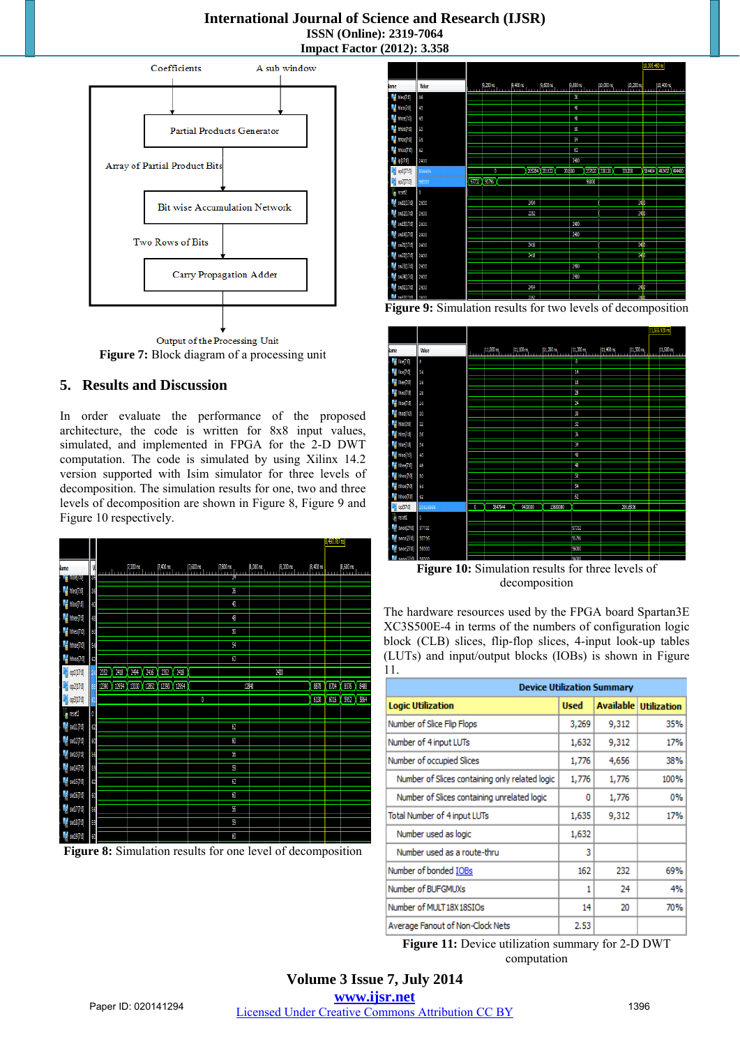Coefficients A sub window

Partial Products Generator

Array of Partial Product Bits

Bit wise Accumulation Network

Two Rows of Bits

Carry Propagation Adder

Output of the Processing Unit

**Figure 7:** Block diagram of a processing unit

## 5. Results and Discussion

In order evaluate the performance of the proposed architecture, the code is written for 8x8 input values, simulated, and implemented in FPGA for the 2-D DWT computation. The code is simulated by using Xilinx 14.2 version supported with Isim simulator for three levels of decomposition. The simulation results for one, two and three levels of decomposition are shown in Figure 8, Figure 9 and Figure 10 respectively.

**Figure 8:** Simulation results for one level of decomposition

**Figure 9:** Simulation results for two levels of decomposition

**Figure 10:** Simulation results for three levels of decomposition

The hardware resources used by the FPGA board Spartan3E XC3S500E-4 in terms of the numbers of configuration logic block (CLB) slices, flip-flop slices, 4-input look-up tables (LUTs) and input/output blocks (IOBs) is shown in Figure 11.

| Device Utilization Summary | | | |
|---|---|---|---|
| **Logic Utilization** | **Used** | **Available** | **Utilization** |
| Number of Slice Flip Flops | 3,269 | 9,312 | 35% |
| Number of 4 input LUTs | 1,632 | 9,312 | 17% |
| Number of occupied Slices | 1,776 | 4,656 | 38% |
| Number of Slices containing only related logic | 1,776 | 1,776 | 100% |
| Number of Slices containing unrelated logic | 0 | 1,776 | 0% |
| Total Number of 4 input LUTs | 1,635 | 9,312 | 17% |
| Number used as logic | 1,632 | | |
| Number used as a route-thru | 3 | | |
| Number of bonded IOBs | 162 | 232 | 69% |
| Number of BUFGMUXs | 1 | 24 | 4% |
| Number of MULT18X18SIOs | 14 | 20 | 70% |
| Average Fanout of Non-Clock Nets | 2.53 | | |

**Figure 11:** Device utilization summary for 2-D DWT computation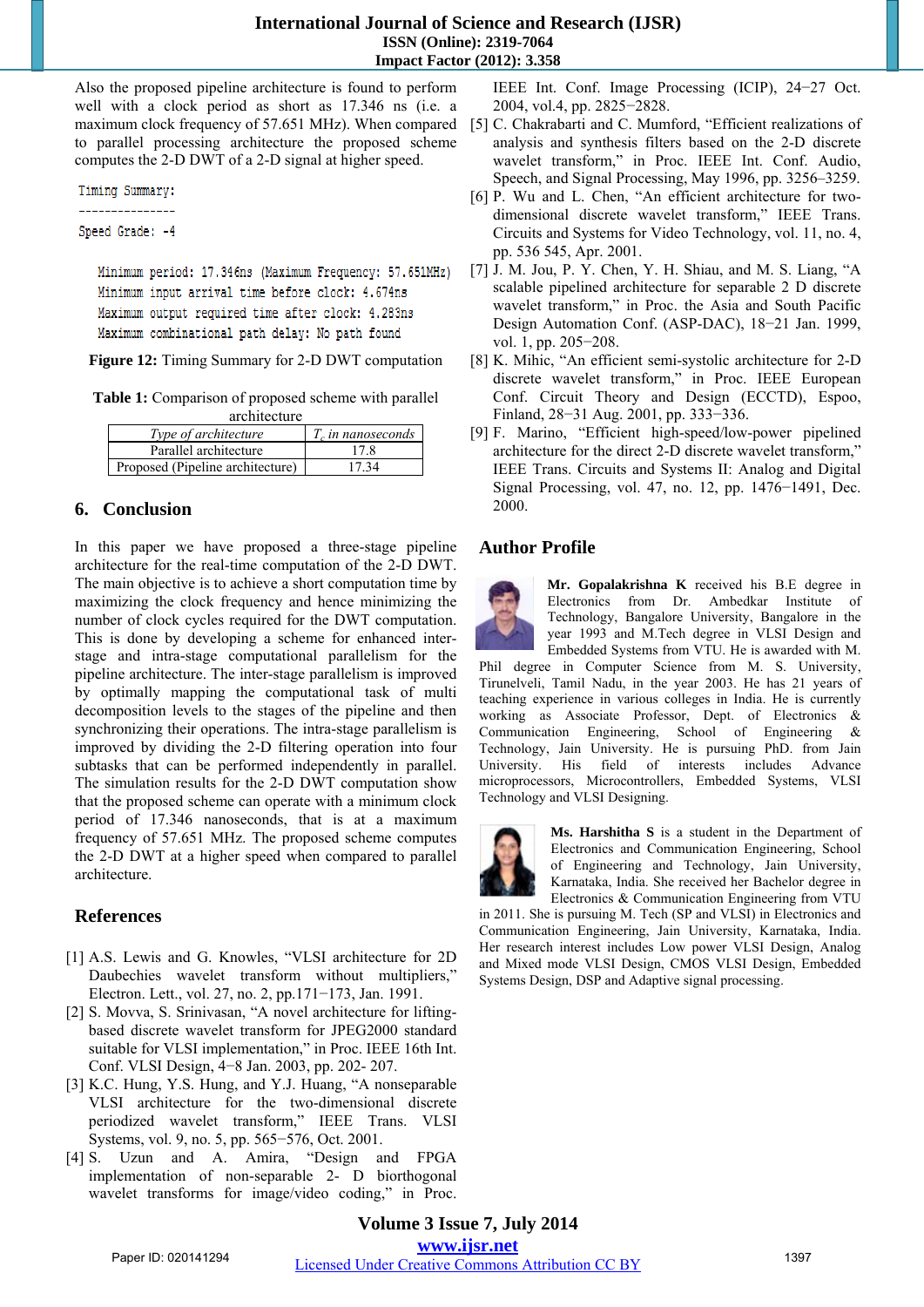Also the proposed pipeline architecture is found to perform well with a clock period as short as 17.346 ns (i.e. a maximum clock frequency of 57.651 MHz). When compared to parallel processing architecture the proposed scheme computes the 2-D DWT of a 2-D signal at higher speed.

```
Timing Summary:
---------------
Speed Grade: -4

   Minimum period: 17.346ns (Maximum Frequency: 57.651MHz)
   Minimum input arrival time before clock: 4.674ns
   Maximum output required time after clock: 4.283ns
   Maximum combinational path delay: No path found
```

**Figure 12:** Timing Summary for 2-D DWT computation

**Table 1:** Comparison of proposed scheme with parallel architecture

| *Type of architecture* | *$T_c$ in nanoseconds* |
|---|---|
| Parallel architecture | 17.8 |
| Proposed (Pipeline architecture) | 17.34 |

## 6. Conclusion

In this paper we have proposed a three-stage pipeline architecture for the real-time computation of the 2-D DWT. The main objective is to achieve a short computation time by maximizing the clock frequency and hence minimizing the number of clock cycles required for the DWT computation. This is done by developing a scheme for enhanced inter-stage and intra-stage computational parallelism for the pipeline architecture. The inter-stage parallelism is improved by optimally mapping the computational task of multi decomposition levels to the stages of the pipeline and then synchronizing their operations. The intra-stage parallelism is improved by dividing the 2-D filtering operation into four subtasks that can be performed independently in parallel. The simulation results for the 2-D DWT computation show that the proposed scheme can operate with a minimum clock period of 17.346 nanoseconds, that is at a maximum frequency of 57.651 MHz. The proposed scheme computes the 2-D DWT at a higher speed when compared to parallel architecture.

## References

[1] A.S. Lewis and G. Knowles, "VLSI architecture for 2D Daubechies wavelet transform without multipliers," Electron. Lett., vol. 27, no. 2, pp.171−173, Jan. 1991.

[2] S. Movva, S. Srinivasan, "A novel architecture for lifting-based discrete wavelet transform for JPEG2000 standard suitable for VLSI implementation," in Proc. IEEE 16th Int. Conf. VLSI Design, 4−8 Jan. 2003, pp. 202- 207.

[3] K.C. Hung, Y.S. Hung, and Y.J. Huang, "A nonseparable VLSI architecture for the two-dimensional discrete periodized wavelet transform," IEEE Trans. VLSI Systems, vol. 9, no. 5, pp. 565−576, Oct. 2001.

[4] S. Uzun and A. Amira, "Design and FPGA implementation of non-separable 2- D biorthogonal wavelet transforms for image/video coding," in Proc. IEEE Int. Conf. Image Processing (ICIP), 24−27 Oct. 2004, vol.4, pp. 2825−2828.

[5] C. Chakrabarti and C. Mumford, "Efficient realizations of analysis and synthesis filters based on the 2-D discrete wavelet transform," in Proc. IEEE Int. Conf. Audio, Speech, and Signal Processing, May 1996, pp. 3256–3259.

[6] P. Wu and L. Chen, "An efficient architecture for two-dimensional discrete wavelet transform," IEEE Trans. Circuits and Systems for Video Technology, vol. 11, no. 4, pp. 536 545, Apr. 2001.

[7] J. M. Jou, P. Y. Chen, Y. H. Shiau, and M. S. Liang, "A scalable pipelined architecture for separable 2 D discrete wavelet transform," in Proc. the Asia and South Pacific Design Automation Conf. (ASP-DAC), 18−21 Jan. 1999, vol. 1, pp. 205−208.

[8] K. Mihic, "An efficient semi-systolic architecture for 2-D discrete wavelet transform," in Proc. IEEE European Conf. Circuit Theory and Design (ECCTD), Espoo, Finland, 28−31 Aug. 2001, pp. 333−336.

[9] F. Marino, "Efficient high-speed/low-power pipelined architecture for the direct 2-D discrete wavelet transform," IEEE Trans. Circuits and Systems II: Analog and Digital Signal Processing, vol. 47, no. 12, pp. 1476−1491, Dec. 2000.

## Author Profile

**Mr. Gopalakrishna K** received his B.E degree in Electronics from Dr. Ambedkar Institute of Technology, Bangalore University, Bangalore in the year 1993 and M.Tech degree in VLSI Design and Embedded Systems from VTU. He is awarded with M. Phil degree in Computer Science from M. S. University, Tirunelveli, Tamil Nadu, in the year 2003. He has 21 years of teaching experience in various colleges in India. He is currently working as Associate Professor, Dept. of Electronics & Communication Engineering, School of Engineering & Technology, Jain University. He is pursuing PhD. from Jain University. His field of interests includes Advance microprocessors, Microcontrollers, Embedded Systems, VLSI Technology and VLSI Designing.

**Ms. Harshitha S** is a student in the Department of Electronics and Communication Engineering, School of Engineering and Technology, Jain University, Karnataka, India. She received her Bachelor degree in Electronics & Communication Engineering from VTU in 2011. She is pursuing M. Tech (SP and VLSI) in Electronics and Communication Engineering, Jain University, Karnataka, India. Her research interest includes Low power VLSI Design, Analog and Mixed mode VLSI Design, CMOS VLSI Design, Embedded Systems Design, DSP and Adaptive signal processing.